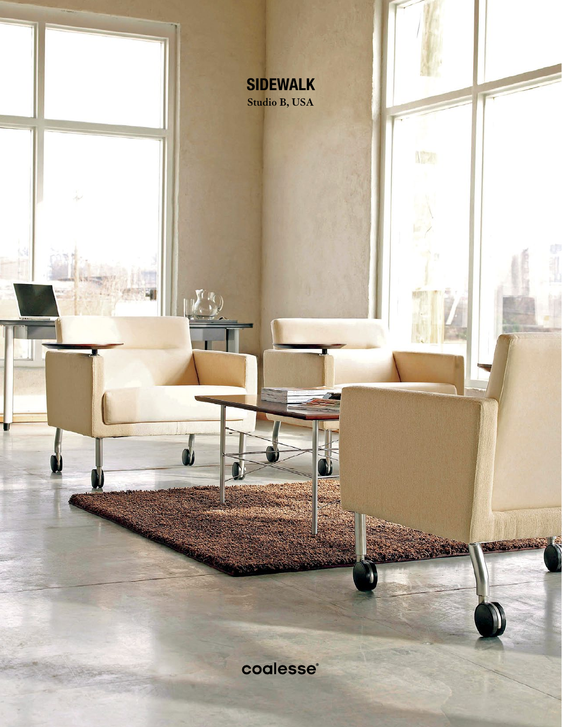# SIDEWALK

Studio B, USA

coalesse®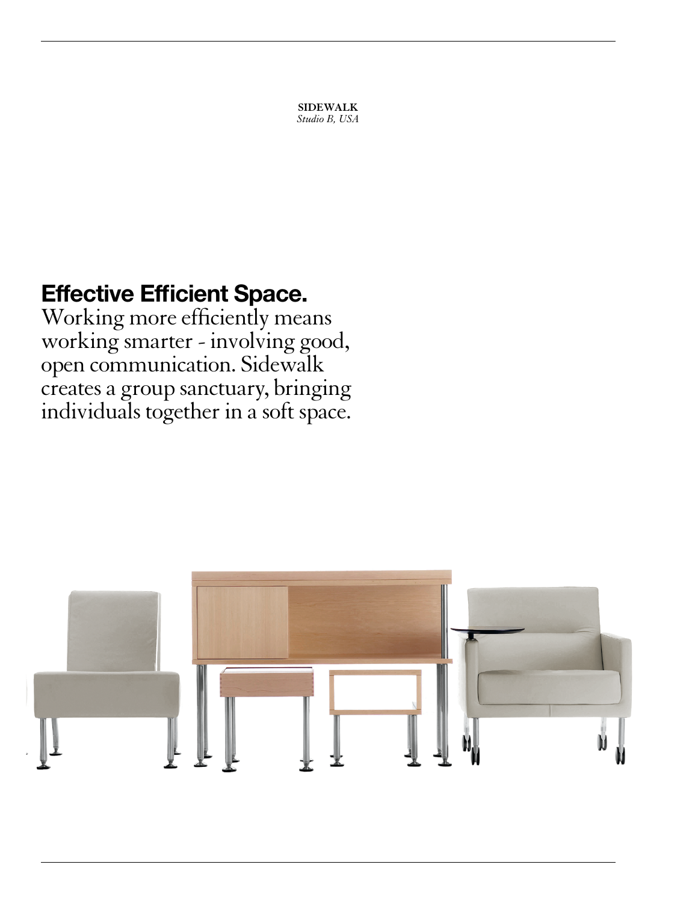**SIDEWALK**
*Studio B, USA*

## Effective Efficient Space.

Working more efficiently means working smarter - involving good, open communication. Sidewalk creates a group sanctuary, bringing individuals together in a soft space.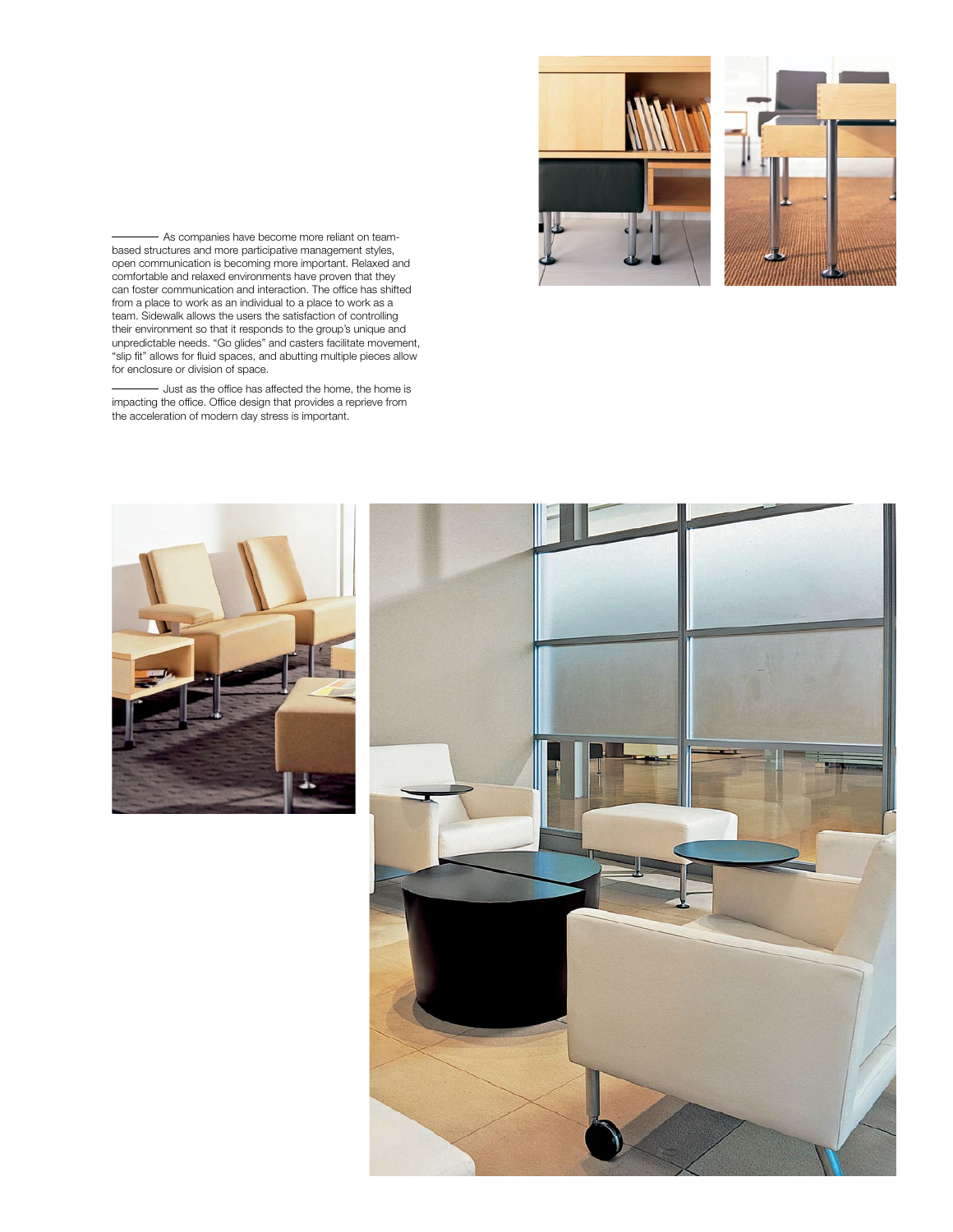As companies have become more reliant on team-based structures and more participative management styles, open communication is becoming more important. Relaxed and comfortable and relaxed environments have proven that they can foster communication and interaction. The office has shifted from a place to work as an individual to a place to work as a team. Sidewalk allows the users the satisfaction of controlling their environment so that it responds to the group's unique and unpredictable needs. "Go glides" and casters facilitate movement, "slip fit" allows for fluid spaces, and abutting multiple pieces allow for enclosure or division of space.

Just as the office has affected the home, the home is impacting the office. Office design that provides a reprieve from the acceleration of modern day stress is important.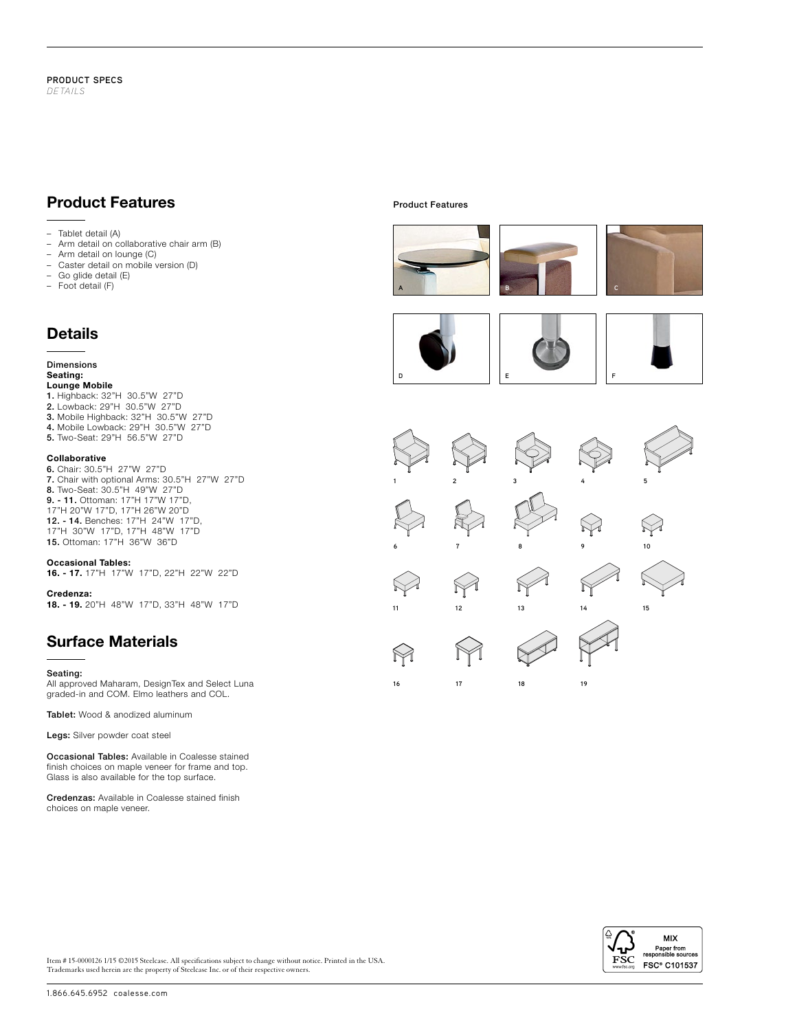PRODUCT SPECS
*DETAILS*

## Product Features

- Tablet detail (A)
- Arm detail on collaborative chair arm (B)
- Arm detail on lounge (C)
- Caster detail on mobile version (D)
- Go glide detail (E)
- Foot detail (F)

## Details

Dimensions
**Seating:**
**Lounge Mobile**
**1.** Highback: 32"H 30.5"W 27"D
**2.** Lowback: 29"H 30.5"W 27"D
**3.** Mobile Highback: 32"H 30.5"W 27"D
**4.** Mobile Lowback: 29"H 30.5"W 27"D
**5.** Two-Seat: 29"H 56.5"W 27"D

**Collaborative**
**6.** Chair: 30.5"H 27"W 27"D
**7.** Chair with optional Arms: 30.5"H 27"W 27"D
**8.** Two-Seat: 30.5"H 49"W 27"D
**9. - 11.** Ottoman: 17"H 17"W 17"D, 17"H 20"W 17"D, 17"H 26"W 20"D
**12. - 14.** Benches: 17"H 24"W 17"D, 17"H 30"W 17"D, 17"H 48"W 17"D
**15.** Ottoman: 17"H 36"W 36"D

**Occasional Tables:**
**16. - 17.** 17"H 17"W 17"D, 22"H 22"W 22"D

**Credenza:**
**18. - 19.** 20"H 48"W 17"D, 33"H 48"W 17"D

## Surface Materials

**Seating:**
All approved Maharam, DesignTex and Select Luna graded-in and COM. Elmo leathers and COL.

**Tablet:** Wood & anodized aluminum

**Legs:** Silver powder coat steel

**Occasional Tables:** Available in Coalesse stained finish choices on maple veneer for frame and top. Glass is also available for the top surface.

**Credenzas:** Available in Coalesse stained finish choices on maple veneer.

Product Features

A B C

D E F

1 2 3 4 5

6 7 8 9 10

11 12 13 14 15

16 17 18 19

Item # 15-0000126 1/15 ©2015 Steelcase. All specifications subject to change without notice. Printed in the USA.
Trademarks used herein are the property of Steelcase Inc. or of their respective owners.

MIX
Paper from responsible sources
FSC® C101537

1.866.645.6952 coalesse.com